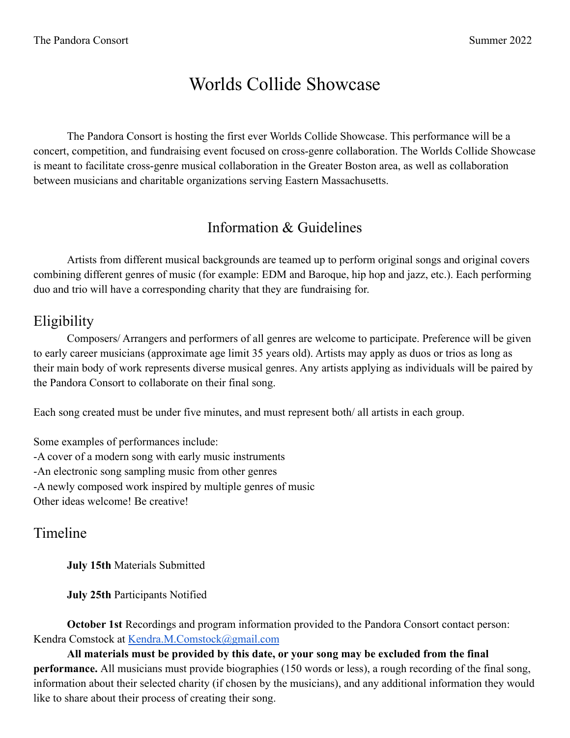# Worlds Collide Showcase

The Pandora Consort is hosting the first ever Worlds Collide Showcase. This performance will be a concert, competition, and fundraising event focused on cross-genre collaboration. The Worlds Collide Showcase is meant to facilitate cross-genre musical collaboration in the Greater Boston area, as well as collaboration between musicians and charitable organizations serving Eastern Massachusetts.

## Information & Guidelines

Artists from different musical backgrounds are teamed up to perform original songs and original covers combining different genres of music (for example: EDM and Baroque, hip hop and jazz, etc.). Each performing duo and trio will have a corresponding charity that they are fundraising for.

### Eligibility

Composers/ Arrangers and performers of all genres are welcome to participate. Preference will be given to early career musicians (approximate age limit 35 years old). Artists may apply as duos or trios as long as their main body of work represents diverse musical genres. Any artists applying as individuals will be paired by the Pandora Consort to collaborate on their final song.

Each song created must be under five minutes, and must represent both/ all artists in each group.

Some examples of performances include:
-A cover of a modern song with early music instruments
-An electronic song sampling music from other genres
-A newly composed work inspired by multiple genres of music
Other ideas welcome! Be creative!

### Timeline

**July 15th** Materials Submitted

**July 25th** Participants Notified

**October 1st** Recordings and program information provided to the Pandora Consort contact person: Kendra Comstock at Kendra.M.Comstock@gmail.com

**All materials must be provided by this date, or your song may be excluded from the final performance.** All musicians must provide biographies (150 words or less), a rough recording of the final song, information about their selected charity (if chosen by the musicians), and any additional information they would like to share about their process of creating their song.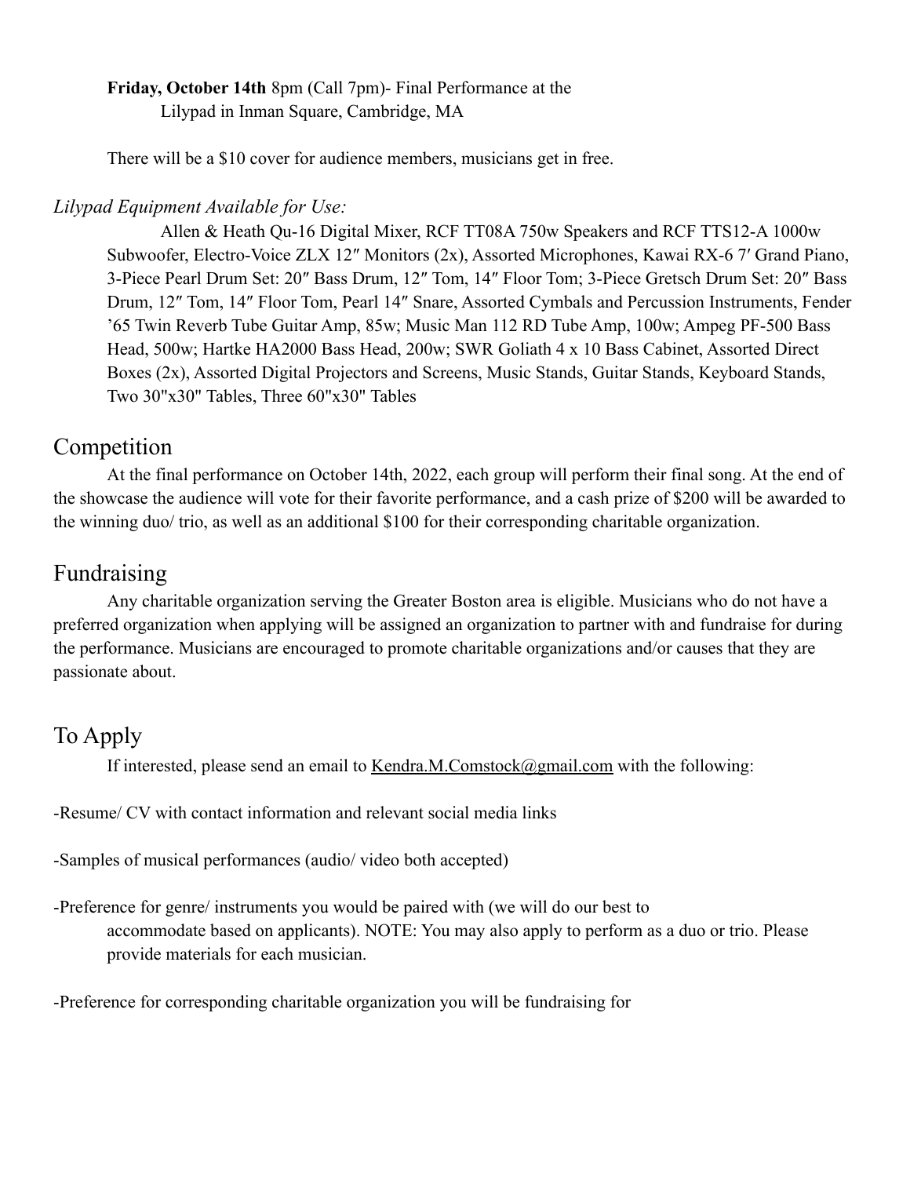**Friday, October 14th** 8pm (Call 7pm)- Final Performance at the Lilypad in Inman Square, Cambridge, MA

There will be a $10 cover for audience members, musicians get in free.

*Lilypad Equipment Available for Use:*

Allen & Heath Qu-16 Digital Mixer, RCF TT08A 750w Speakers and RCF TTS12-A 1000w Subwoofer, Electro-Voice ZLX 12″ Monitors (2x), Assorted Microphones, Kawai RX-6 7′ Grand Piano, 3-Piece Pearl Drum Set: 20″ Bass Drum, 12″ Tom, 14″ Floor Tom; 3-Piece Gretsch Drum Set: 20″ Bass Drum, 12″ Tom, 14″ Floor Tom, Pearl 14″ Snare, Assorted Cymbals and Percussion Instruments, Fender ’65 Twin Reverb Tube Guitar Amp, 85w; Music Man 112 RD Tube Amp, 100w; Ampeg PF-500 Bass Head, 500w; Hartke HA2000 Bass Head, 200w; SWR Goliath 4 x 10 Bass Cabinet, Assorted Direct Boxes (2x), Assorted Digital Projectors and Screens, Music Stands, Guitar Stands, Keyboard Stands, Two 30"x30" Tables, Three 60"x30" Tables

## Competition

At the final performance on October 14th, 2022, each group will perform their final song. At the end of the showcase the audience will vote for their favorite performance, and a cash prize of $200 will be awarded to the winning duo/ trio, as well as an additional $100 for their corresponding charitable organization.

## Fundraising

Any charitable organization serving the Greater Boston area is eligible. Musicians who do not have a preferred organization when applying will be assigned an organization to partner with and fundraise for during the performance. Musicians are encouraged to promote charitable organizations and/or causes that they are passionate about.

## To Apply

If interested, please send an email to Kendra.M.Comstock@gmail.com with the following:

-Resume/ CV with contact information and relevant social media links

-Samples of musical performances (audio/ video both accepted)

-Preference for genre/ instruments you would be paired with (we will do our best to accommodate based on applicants). NOTE: You may also apply to perform as a duo or trio. Please provide materials for each musician.

-Preference for corresponding charitable organization you will be fundraising for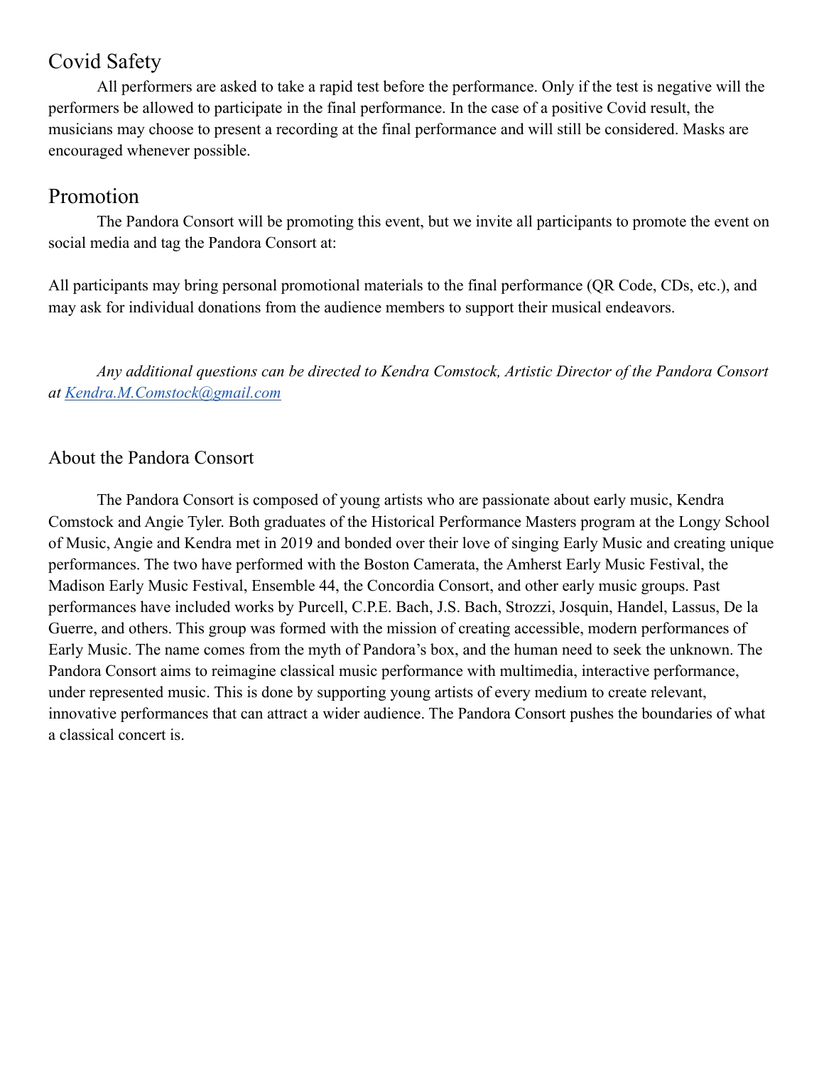## Covid Safety

All performers are asked to take a rapid test before the performance. Only if the test is negative will the performers be allowed to participate in the final performance. In the case of a positive Covid result, the musicians may choose to present a recording at the final performance and will still be considered. Masks are encouraged whenever possible.

## Promotion

The Pandora Consort will be promoting this event, but we invite all participants to promote the event on social media and tag the Pandora Consort at:

All participants may bring personal promotional materials to the final performance (QR Code, CDs, etc.), and may ask for individual donations from the audience members to support their musical endeavors.

*Any additional questions can be directed to Kendra Comstock, Artistic Director of the Pandora Consort at [Kendra.M.Comstock@gmail.com](mailto:Kendra.M.Comstock@gmail.com)*

### About the Pandora Consort

The Pandora Consort is composed of young artists who are passionate about early music, Kendra Comstock and Angie Tyler. Both graduates of the Historical Performance Masters program at the Longy School of Music, Angie and Kendra met in 2019 and bonded over their love of singing Early Music and creating unique performances. The two have performed with the Boston Camerata, the Amherst Early Music Festival, the Madison Early Music Festival, Ensemble 44, the Concordia Consort, and other early music groups. Past performances have included works by Purcell, C.P.E. Bach, J.S. Bach, Strozzi, Josquin, Handel, Lassus, De la Guerre, and others. This group was formed with the mission of creating accessible, modern performances of Early Music. The name comes from the myth of Pandora's box, and the human need to seek the unknown. The Pandora Consort aims to reimagine classical music performance with multimedia, interactive performance, under represented music. This is done by supporting young artists of every medium to create relevant, innovative performances that can attract a wider audience. The Pandora Consort pushes the boundaries of what a classical concert is.